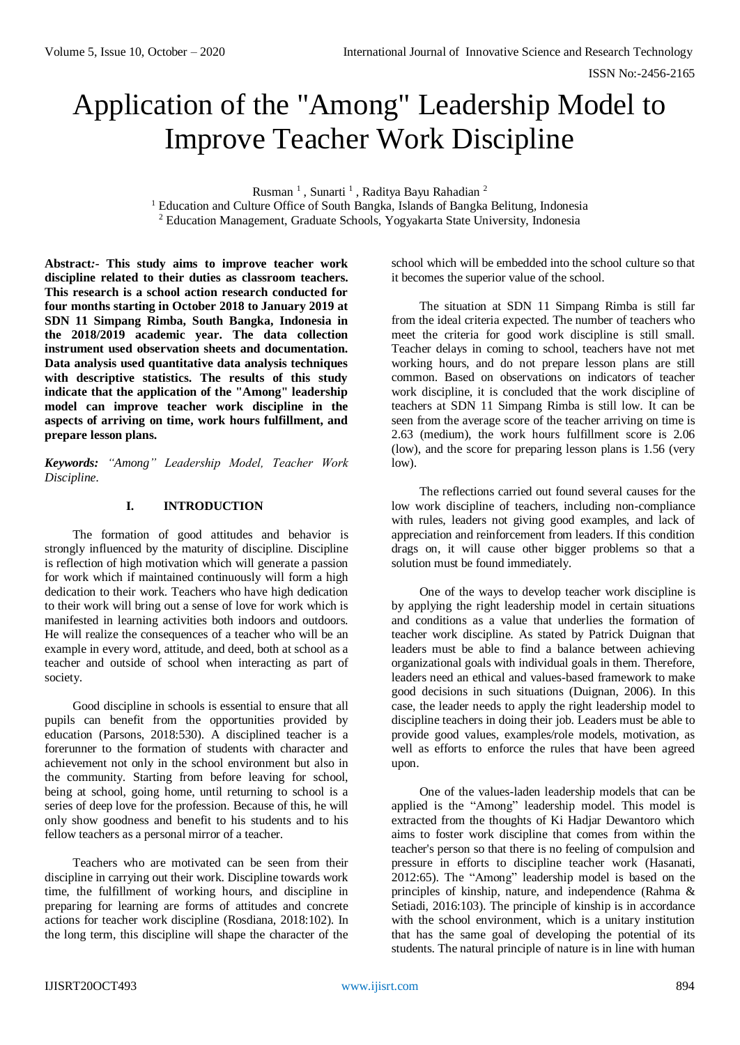# Application of the "Among" Leadership Model to Improve Teacher Work Discipline

Rusman [1], Sunarti [1], Raditya Bayu Rahadian [2]

[1] Education and Culture Office of South Bangka, Islands of Bangka Belitung, Indonesia

[2] Education Management, Graduate Schools, Yogyakarta State University, Indonesia

**Abstract:- This study aims to improve teacher work discipline related to their duties as classroom teachers. This research is a school action research conducted for four months starting in October 2018 to January 2019 at SDN 11 Simpang Rimba, South Bangka, Indonesia in the 2018/2019 academic year. The data collection instrument used observation sheets and documentation. Data analysis used quantitative data analysis techniques with descriptive statistics. The results of this study indicate that the application of the "Among" leadership model can improve teacher work discipline in the aspects of arriving on time, work hours fulfillment, and prepare lesson plans.**

***Keywords:*** *"Among" Leadership Model, Teacher Work Discipline.*

## I. INTRODUCTION

The formation of good attitudes and behavior is strongly influenced by the maturity of discipline. Discipline is reflection of high motivation which will generate a passion for work which if maintained continuously will form a high dedication to their work. Teachers who have high dedication to their work will bring out a sense of love for work which is manifested in learning activities both indoors and outdoors. He will realize the consequences of a teacher who will be an example in every word, attitude, and deed, both at school as a teacher and outside of school when interacting as part of society.

Good discipline in schools is essential to ensure that all pupils can benefit from the opportunities provided by education (Parsons, 2018:530). A disciplined teacher is a forerunner to the formation of students with character and achievement not only in the school environment but also in the community. Starting from before leaving for school, being at school, going home, until returning to school is a series of deep love for the profession. Because of this, he will only show goodness and benefit to his students and to his fellow teachers as a personal mirror of a teacher.

Teachers who are motivated can be seen from their discipline in carrying out their work. Discipline towards work time, the fulfillment of working hours, and discipline in preparing for learning are forms of attitudes and concrete actions for teacher work discipline (Rosdiana, 2018:102). In the long term, this discipline will shape the character of the school which will be embedded into the school culture so that it becomes the superior value of the school.

The situation at SDN 11 Simpang Rimba is still far from the ideal criteria expected. The number of teachers who meet the criteria for good work discipline is still small. Teacher delays in coming to school, teachers have not met working hours, and do not prepare lesson plans are still common. Based on observations on indicators of teacher work discipline, it is concluded that the work discipline of teachers at SDN 11 Simpang Rimba is still low. It can be seen from the average score of the teacher arriving on time is 2.63 (medium), the work hours fulfillment score is 2.06 (low), and the score for preparing lesson plans is 1.56 (very low).

The reflections carried out found several causes for the low work discipline of teachers, including non-compliance with rules, leaders not giving good examples, and lack of appreciation and reinforcement from leaders. If this condition drags on, it will cause other bigger problems so that a solution must be found immediately.

One of the ways to develop teacher work discipline is by applying the right leadership model in certain situations and conditions as a value that underlies the formation of teacher work discipline. As stated by Patrick Duignan that leaders must be able to find a balance between achieving organizational goals with individual goals in them. Therefore, leaders need an ethical and values-based framework to make good decisions in such situations (Duignan, 2006). In this case, the leader needs to apply the right leadership model to discipline teachers in doing their job. Leaders must be able to provide good values, examples/role models, motivation, as well as efforts to enforce the rules that have been agreed upon.

One of the values-laden leadership models that can be applied is the "Among" leadership model. This model is extracted from the thoughts of Ki Hadjar Dewantoro which aims to foster work discipline that comes from within the teacher's person so that there is no feeling of compulsion and pressure in efforts to discipline teacher work (Hasanati, 2012:65). The "Among" leadership model is based on the principles of kinship, nature, and independence (Rahma & Setiadi, 2016:103). The principle of kinship is in accordance with the school environment, which is a unitary institution that has the same goal of developing the potential of its students. The natural principle of nature is in line with human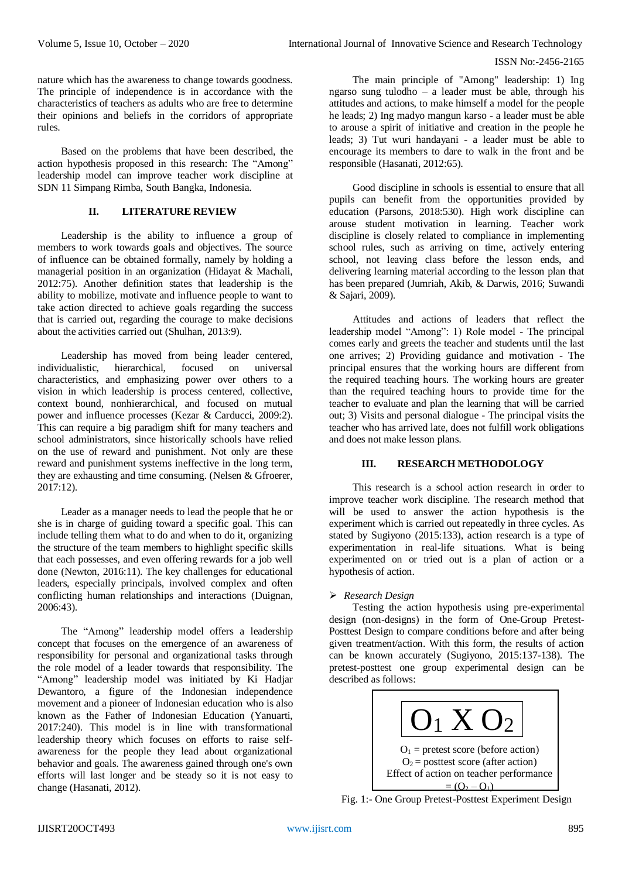nature which has the awareness to change towards goodness. The principle of independence is in accordance with the characteristics of teachers as adults who are free to determine their opinions and beliefs in the corridors of appropriate rules.

Based on the problems that have been described, the action hypothesis proposed in this research: The "Among" leadership model can improve teacher work discipline at SDN 11 Simpang Rimba, South Bangka, Indonesia.

## II. LITERATURE REVIEW

Leadership is the ability to influence a group of members to work towards goals and objectives. The source of influence can be obtained formally, namely by holding a managerial position in an organization (Hidayat & Machali, 2012:75). Another definition states that leadership is the ability to mobilize, motivate and influence people to want to take action directed to achieve goals regarding the success that is carried out, regarding the courage to make decisions about the activities carried out (Shulhan, 2013:9).

Leadership has moved from being leader centered, individualistic, hierarchical, focused on universal characteristics, and emphasizing power over others to a vision in which leadership is process centered, collective, context bound, nonhierarchical, and focused on mutual power and influence processes (Kezar & Carducci, 2009:2). This can require a big paradigm shift for many teachers and school administrators, since historically schools have relied on the use of reward and punishment. Not only are these reward and punishment systems ineffective in the long term, they are exhausting and time consuming. (Nelsen & Gfroerer, 2017:12).

Leader as a manager needs to lead the people that he or she is in charge of guiding toward a specific goal. This can include telling them what to do and when to do it, organizing the structure of the team members to highlight specific skills that each possesses, and even offering rewards for a job well done (Newton, 2016:11). The key challenges for educational leaders, especially principals, involved complex and often conflicting human relationships and interactions (Duignan, 2006:43).

The "Among" leadership model offers a leadership concept that focuses on the emergence of an awareness of responsibility for personal and organizational tasks through the role model of a leader towards that responsibility. The "Among" leadership model was initiated by Ki Hadjar Dewantoro, a figure of the Indonesian independence movement and a pioneer of Indonesian education who is also known as the Father of Indonesian Education (Yanuarti, 2017:240). This model is in line with transformational leadership theory which focuses on efforts to raise self-awareness for the people they lead about organizational behavior and goals. The awareness gained through one's own efforts will last longer and be steady so it is not easy to change (Hasanati, 2012).

The main principle of "Among" leadership: 1) Ing ngarso sung tulodho – a leader must be able, through his attitudes and actions, to make himself a model for the people he leads; 2) Ing madyo mangun karso - a leader must be able to arouse a spirit of initiative and creation in the people he leads; 3) Tut wuri handayani - a leader must be able to encourage its members to dare to walk in the front and be responsible (Hasanati, 2012:65).

Good discipline in schools is essential to ensure that all pupils can benefit from the opportunities provided by education (Parsons, 2018:530). High work discipline can arouse student motivation in learning. Teacher work discipline is closely related to compliance in implementing school rules, such as arriving on time, actively entering school, not leaving class before the lesson ends, and delivering learning material according to the lesson plan that has been prepared (Jumriah, Akib, & Darwis, 2016; Suwandi & Sajari, 2009).

Attitudes and actions of leaders that reflect the leadership model "Among": 1) Role model - The principal comes early and greets the teacher and students until the last one arrives; 2) Providing guidance and motivation - The principal ensures that the working hours are different from the required teaching hours. The working hours are greater than the required teaching hours to provide time for the teacher to evaluate and plan the learning that will be carried out; 3) Visits and personal dialogue - The principal visits the teacher who has arrived late, does not fulfill work obligations and does not make lesson plans.

## III. RESEARCH METHODOLOGY

This research is a school action research in order to improve teacher work discipline. The research method that will be used to answer the action hypothesis is the experiment which is carried out repeatedly in three cycles. As stated by Sugiyono (2015:133), action research is a type of experimentation in real-life situations. What is being experimented on or tried out is a plan of action or a hypothesis of action.

- *Research Design*

Testing the action hypothesis using pre-experimental design (non-designs) in the form of One-Group Pretest-Posttest Design to compare conditions before and after being given treatment/action. With this form, the results of action can be known accurately (Sugiyono, 2015:137-138). The pretest-posttest one group experimental design can be described as follows:

$$O_1 \; X \; O_2$$

$O_1$ = pretest score (before action)
$O_2$ = posttest score (after action)
Effect of action on teacher performance $= (O_2 - O_1)$

Fig. 1:- One Group Pretest-Posttest Experiment Design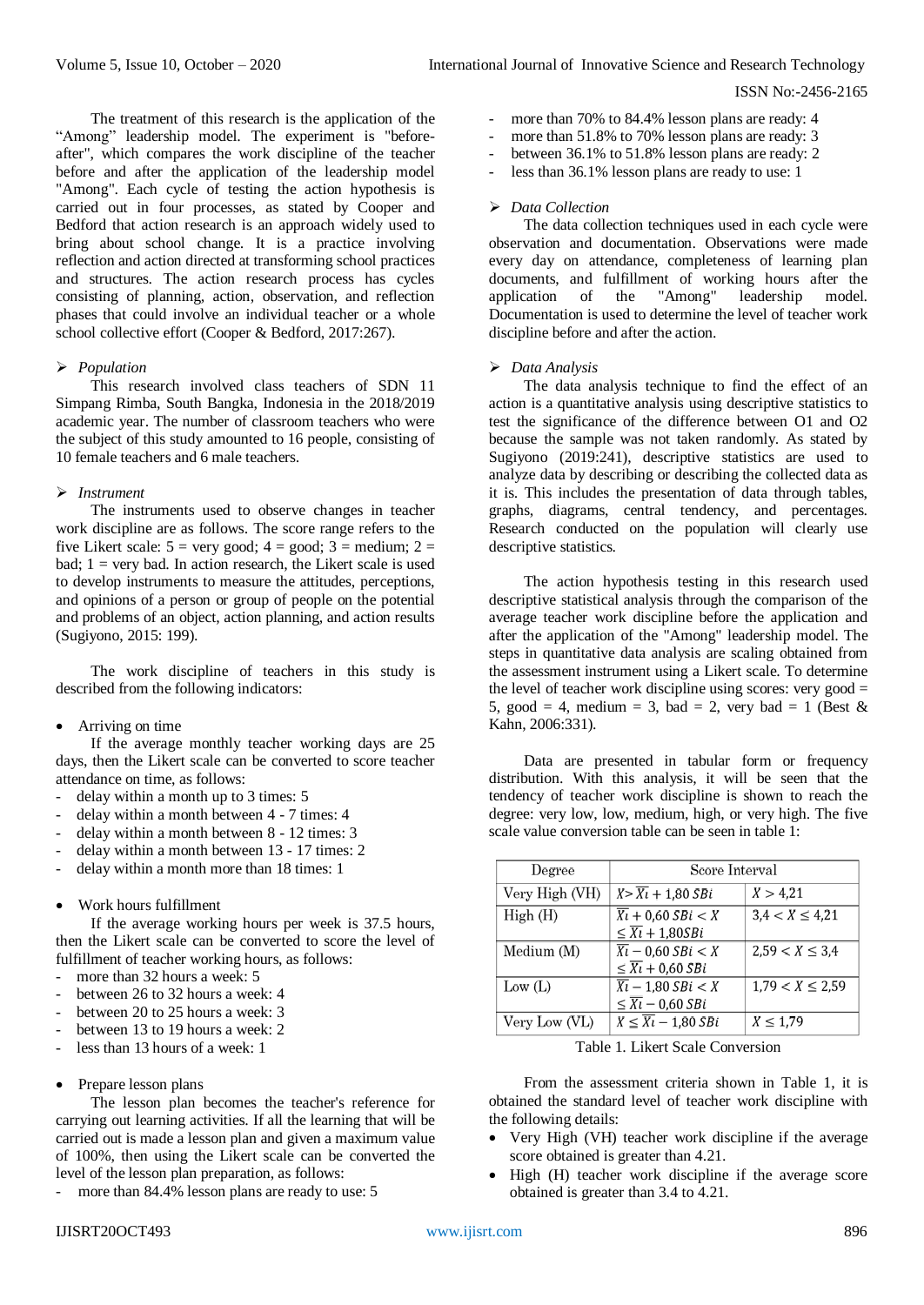The treatment of this research is the application of the "Among" leadership model. The experiment is "before-after", which compares the work discipline of the teacher before and after the application of the leadership model "Among". Each cycle of testing the action hypothesis is carried out in four processes, as stated by Cooper and Bedford that action research is an approach widely used to bring about school change. It is a practice involving reflection and action directed at transforming school practices and structures. The action research process has cycles consisting of planning, action, observation, and reflection phases that could involve an individual teacher or a whole school collective effort (Cooper & Bedford, 2017:267).

- *Population*

This research involved class teachers of SDN 11 Simpang Rimba, South Bangka, Indonesia in the 2018/2019 academic year. The number of classroom teachers who were the subject of this study amounted to 16 people, consisting of 10 female teachers and 6 male teachers.

- *Instrument*

The instruments used to observe changes in teacher work discipline are as follows. The score range refers to the five Likert scale: 5 = very good; 4 = good; 3 = medium; 2 = bad; 1 = very bad. In action research, the Likert scale is used to develop instruments to measure the attitudes, perceptions, and opinions of a person or group of people on the potential and problems of an object, action planning, and action results (Sugiyono, 2015: 199).

The work discipline of teachers in this study is described from the following indicators:

- Arriving on time

If the average monthly teacher working days are 25 days, then the Likert scale can be converted to score teacher attendance on time, as follows:

- delay within a month up to 3 times: 5
- delay within a month between 4 - 7 times: 4
- delay within a month between 8 - 12 times: 3
- delay within a month between 13 - 17 times: 2
- delay within a month more than 18 times: 1

- Work hours fulfillment

If the average working hours per week is 37.5 hours, then the Likert scale can be converted to score the level of fulfillment of teacher working hours, as follows:

- more than 32 hours a week: 5
- between 26 to 32 hours a week: 4
- between 20 to 25 hours a week: 3
- between 13 to 19 hours a week: 2
- less than 13 hours of a week: 1

- Prepare lesson plans

The lesson plan becomes the teacher's reference for carrying out learning activities. If all the learning that will be carried out is made a lesson plan and given a maximum value of 100%, then using the Likert scale can be converted the level of the lesson plan preparation, as follows:

- more than 84.4% lesson plans are ready to use: 5
- more than 70% to 84.4% lesson plans are ready: 4
- more than 51.8% to 70% lesson plans are ready: 3
- between 36.1% to 51.8% lesson plans are ready: 2
- less than 36.1% lesson plans are ready to use: 1

- *Data Collection*

The data collection techniques used in each cycle were observation and documentation. Observations were made every day on attendance, completeness of learning plan documents, and fulfillment of working hours after the application of the "Among" leadership model. Documentation is used to determine the level of teacher work discipline before and after the action.

- *Data Analysis*

The data analysis technique to find the effect of an action is a quantitative analysis using descriptive statistics to test the significance of the difference between O1 and O2 because the sample was not taken randomly. As stated by Sugiyono (2019:241), descriptive statistics are used to analyze data by describing or describing the collected data as it is. This includes the presentation of data through tables, graphs, diagrams, central tendency, and percentages. Research conducted on the population will clearly use descriptive statistics.

The action hypothesis testing in this research used descriptive statistical analysis through the comparison of the average teacher work discipline before the application and after the application of the "Among" leadership model. The steps in quantitative data analysis are scaling obtained from the assessment instrument using a Likert scale. To determine the level of teacher work discipline using scores: very good = 5, good = 4, medium = 3, bad = 2, very bad = 1 (Best & Kahn, 2006:331).

Data are presented in tabular form or frequency distribution. With this analysis, it will be seen that the tendency of teacher work discipline is shown to reach the degree: very low, low, medium, high, or very high. The five scale value conversion table can be seen in table 1:

| Degree | Score Interval | |
|---|---|---|
| Very High (VH) | $X > \overline{Xi} + 1{,}80\ SBi$ | $X > 4{,}21$ |
| High (H) | $\overline{Xi} + 0{,}60\ SBi < X \leq \overline{Xi} + 1{,}80 SBi$ | $3{,}4 < X \leq 4{,}21$ |
| Medium (M) | $\overline{Xi} - 0{,}60\ SBi < X \leq \overline{Xi} + 0{,}60\ SBi$ | $2{,}59 < X \leq 3{,}4$ |
| Low (L) | $\overline{Xi} - 1{,}80\ SBi < X \leq \overline{Xi} - 0{,}60\ SBi$ | $1{,}79 < X \leq 2{,}59$ |
| Very Low (VL) | $X \leq \overline{Xi} - 1{,}80\ SBi$ | $X \leq 1{,}79$ |

Table 1. Likert Scale Conversion

From the assessment criteria shown in Table 1, it is obtained the standard level of teacher work discipline with the following details:

- Very High (VH) teacher work discipline if the average score obtained is greater than 4.21.
- High (H) teacher work discipline if the average score obtained is greater than 3.4 to 4.21.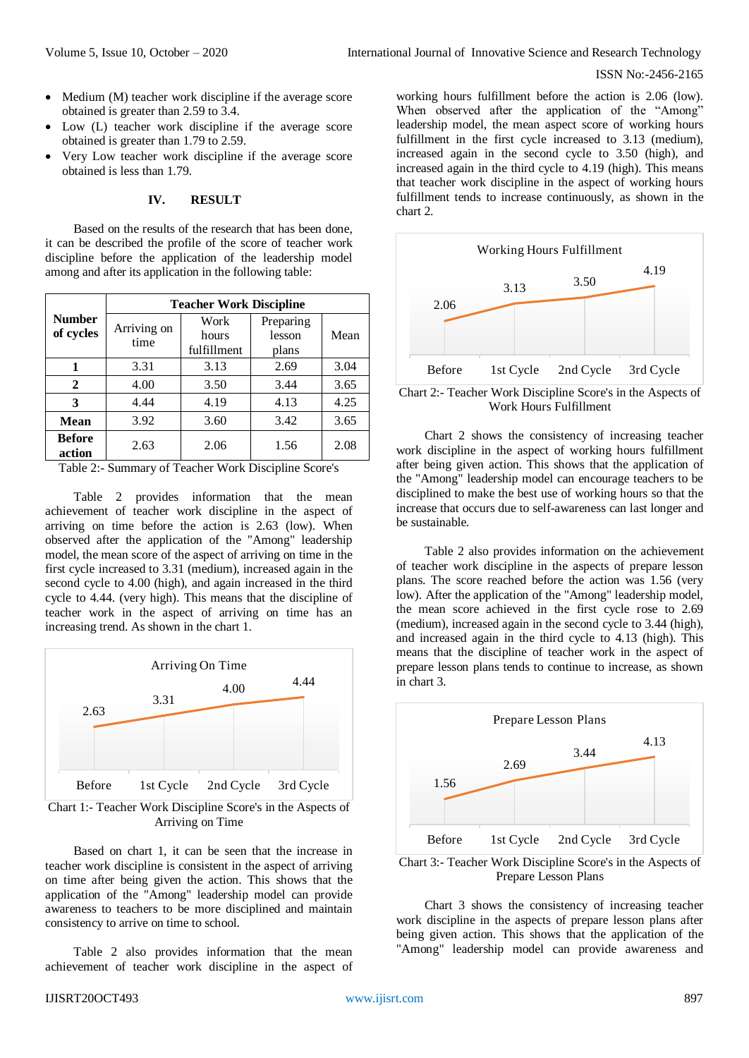- Medium (M) teacher work discipline if the average score obtained is greater than 2.59 to 3.4.
- Low (L) teacher work discipline if the average score obtained is greater than 1.79 to 2.59.
- Very Low teacher work discipline if the average score obtained is less than 1.79.

## IV. RESULT

Based on the results of the research that has been done, it can be described the profile of the score of teacher work discipline before the application of the leadership model among and after its application in the following table:

| Number of cycles | Teacher Work Discipline | | | |
|---|---|---|---|---|
| | Arriving on time | Work hours fulfillment | Preparing lesson plans | Mean |
| **1** | 3.31 | 3.13 | 2.69 | 3.04 |
| **2** | 4.00 | 3.50 | 3.44 | 3.65 |
| **3** | 4.44 | 4.19 | 4.13 | 4.25 |
| **Mean** | 3.92 | 3.60 | 3.42 | 3.65 |
| **Before action** | 2.63 | 2.06 | 1.56 | 2.08 |

Table 2:- Summary of Teacher Work Discipline Score's

Table 2 provides information that the mean achievement of teacher work discipline in the aspect of arriving on time before the action is 2.63 (low). When observed after the application of the "Among" leadership model, the mean score of the aspect of arriving on time in the first cycle increased to 3.31 (medium), increased again in the second cycle to 4.00 (high), and again increased in the third cycle to 4.44. (very high). This means that the discipline of teacher work in the aspect of arriving on time has an increasing trend. As shown in the chart 1.

Chart 1:- Teacher Work Discipline Score's in the Aspects of Arriving on Time

Based on chart 1, it can be seen that the increase in teacher work discipline is consistent in the aspect of arriving on time after being given the action. This shows that the application of the "Among" leadership model can provide awareness to teachers to be more disciplined and maintain consistency to arrive on time to school.

Table 2 also provides information that the mean achievement of teacher work discipline in the aspect of working hours fulfillment before the action is 2.06 (low). When observed after the application of the "Among" leadership model, the mean aspect score of working hours fulfillment in the first cycle increased to 3.13 (medium), increased again in the second cycle to 3.50 (high), and increased again in the third cycle to 4.19 (high). This means that teacher work discipline in the aspect of working hours fulfillment tends to increase continuously, as shown in the chart 2.

Chart 2:- Teacher Work Discipline Score's in the Aspects of Work Hours Fulfillment

Chart 2 shows the consistency of increasing teacher work discipline in the aspect of working hours fulfillment after being given action. This shows that the application of the "Among" leadership model can encourage teachers to be disciplined to make the best use of working hours so that the increase that occurs due to self-awareness can last longer and be sustainable.

Table 2 also provides information on the achievement of teacher work discipline in the aspects of prepare lesson plans. The score reached before the action was 1.56 (very low). After the application of the "Among" leadership model, the mean score achieved in the first cycle rose to 2.69 (medium), increased again in the second cycle to 3.44 (high), and increased again in the third cycle to 4.13 (high). This means that the discipline of teacher work in the aspect of prepare lesson plans tends to continue to increase, as shown in chart 3.

Chart 3:- Teacher Work Discipline Score's in the Aspects of Prepare Lesson Plans

Chart 3 shows the consistency of increasing teacher work discipline in the aspects of prepare lesson plans after being given action. This shows that the application of the "Among" leadership model can provide awareness and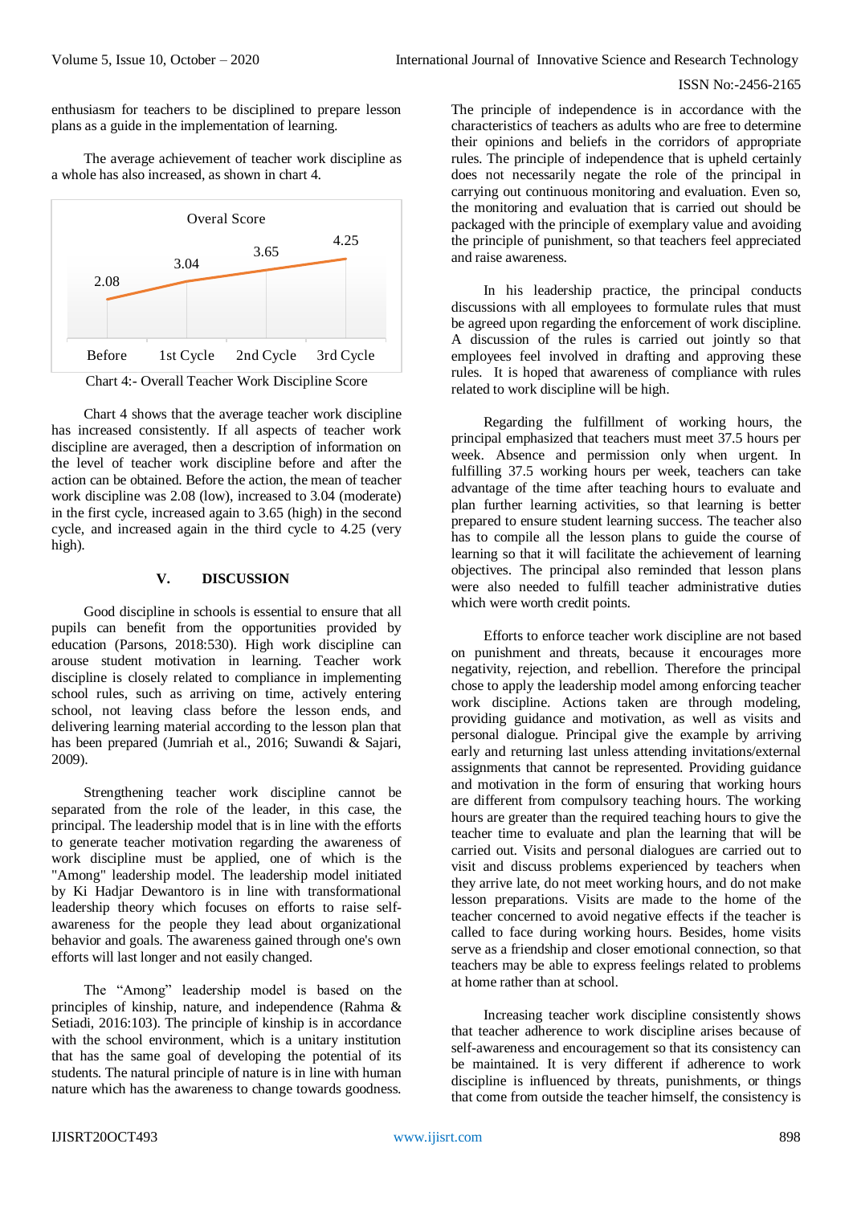enthusiasm for teachers to be disciplined to prepare lesson plans as a guide in the implementation of learning.

The average achievement of teacher work discipline as a whole has also increased, as shown in chart 4.

Overal Score

| Before | 1st Cycle | 2nd Cycle | 3rd Cycle |
|---|---|---|---|
| 2.08 | 3.04 | 3.65 | 4.25 |

Chart 4:- Overall Teacher Work Discipline Score

Chart 4 shows that the average teacher work discipline has increased consistently. If all aspects of teacher work discipline are averaged, then a description of information on the level of teacher work discipline before and after the action can be obtained. Before the action, the mean of teacher work discipline was 2.08 (low), increased to 3.04 (moderate) in the first cycle, increased again to 3.65 (high) in the second cycle, and increased again in the third cycle to 4.25 (very high).

## V. DISCUSSION

Good discipline in schools is essential to ensure that all pupils can benefit from the opportunities provided by education (Parsons, 2018:530). High work discipline can arouse student motivation in learning. Teacher work discipline is closely related to compliance in implementing school rules, such as arriving on time, actively entering school, not leaving class before the lesson ends, and delivering learning material according to the lesson plan that has been prepared (Jumriah et al., 2016; Suwandi & Sajari, 2009).

Strengthening teacher work discipline cannot be separated from the role of the leader, in this case, the principal. The leadership model that is in line with the efforts to generate teacher motivation regarding the awareness of work discipline must be applied, one of which is the "Among" leadership model. The leadership model initiated by Ki Hadjar Dewantoro is in line with transformational leadership theory which focuses on efforts to raise self-awareness for the people they lead about organizational behavior and goals. The awareness gained through one's own efforts will last longer and not easily changed.

The "Among" leadership model is based on the principles of kinship, nature, and independence (Rahma & Setiadi, 2016:103). The principle of kinship is in accordance with the school environment, which is a unitary institution that has the same goal of developing the potential of its students. The natural principle of nature is in line with human nature which has the awareness to change towards goodness. The principle of independence is in accordance with the characteristics of teachers as adults who are free to determine their opinions and beliefs in the corridors of appropriate rules. The principle of independence that is upheld certainly does not necessarily negate the role of the principal in carrying out continuous monitoring and evaluation. Even so, the monitoring and evaluation that is carried out should be packaged with the principle of exemplary value and avoiding the principle of punishment, so that teachers feel appreciated and raise awareness.

In his leadership practice, the principal conducts discussions with all employees to formulate rules that must be agreed upon regarding the enforcement of work discipline. A discussion of the rules is carried out jointly so that employees feel involved in drafting and approving these rules. It is hoped that awareness of compliance with rules related to work discipline will be high.

Regarding the fulfillment of working hours, the principal emphasized that teachers must meet 37.5 hours per week. Absence and permission only when urgent. In fulfilling 37.5 working hours per week, teachers can take advantage of the time after teaching hours to evaluate and plan further learning activities, so that learning is better prepared to ensure student learning success. The teacher also has to compile all the lesson plans to guide the course of learning so that it will facilitate the achievement of learning objectives. The principal also reminded that lesson plans were also needed to fulfill teacher administrative duties which were worth credit points.

Efforts to enforce teacher work discipline are not based on punishment and threats, because it encourages more negativity, rejection, and rebellion. Therefore the principal chose to apply the leadership model among enforcing teacher work discipline. Actions taken are through modeling, providing guidance and motivation, as well as visits and personal dialogue. Principal give the example by arriving early and returning last unless attending invitations/external assignments that cannot be represented. Providing guidance and motivation in the form of ensuring that working hours are different from compulsory teaching hours. The working hours are greater than the required teaching hours to give the teacher time to evaluate and plan the learning that will be carried out. Visits and personal dialogues are carried out to visit and discuss problems experienced by teachers when they arrive late, do not meet working hours, and do not make lesson preparations. Visits are made to the home of the teacher concerned to avoid negative effects if the teacher is called to face during working hours. Besides, home visits serve as a friendship and closer emotional connection, so that teachers may be able to express feelings related to problems at home rather than at school.

Increasing teacher work discipline consistently shows that teacher adherence to work discipline arises because of self-awareness and encouragement so that its consistency can be maintained. It is very different if adherence to work discipline is influenced by threats, punishments, or things that come from outside the teacher himself, the consistency is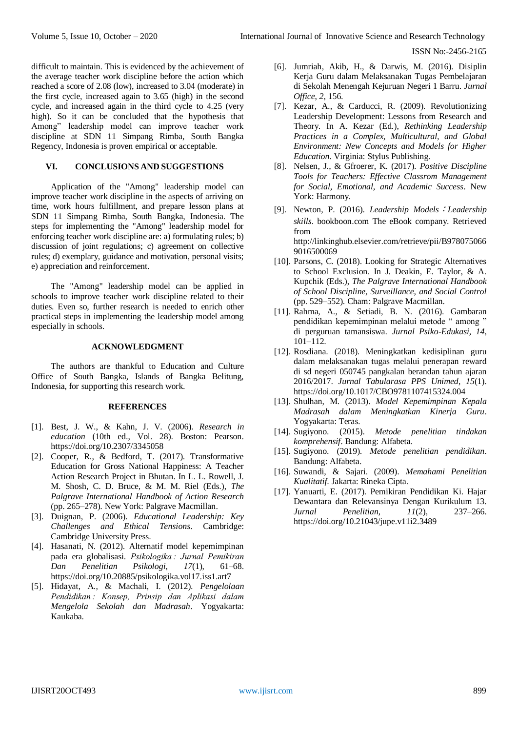difficult to maintain. This is evidenced by the achievement of the average teacher work discipline before the action which reached a score of 2.08 (low), increased to 3.04 (moderate) in the first cycle, increased again to 3.65 (high) in the second cycle, and increased again in the third cycle to 4.25 (very high). So it can be concluded that the hypothesis that Among" leadership model can improve teacher work discipline at SDN 11 Simpang Rimba, South Bangka Regency, Indonesia is proven empirical or acceptable.

## VI. CONCLUSIONS AND SUGGESTIONS

Application of the "Among" leadership model can improve teacher work discipline in the aspects of arriving on time, work hours fulfillment, and prepare lesson plans at SDN 11 Simpang Rimba, South Bangka, Indonesia. The steps for implementing the "Among" leadership model for enforcing teacher work discipline are: a) formulating rules; b) discussion of joint regulations; c) agreement on collective rules; d) exemplary, guidance and motivation, personal visits; e) appreciation and reinforcement.

The "Among" leadership model can be applied in schools to improve teacher work discipline related to their duties. Even so, further research is needed to enrich other practical steps in implementing the leadership model among especially in schools.

## ACKNOWLEDGMENT

The authors are thankful to Education and Culture Office of South Bangka, Islands of Bangka Belitung, Indonesia, for supporting this research work.

## REFERENCES

[1]. Best, J. W., & Kahn, J. V. (2006). *Research in education* (10th ed., Vol. 28). Boston: Pearson. https://doi.org/10.2307/3345058

[2]. Cooper, R., & Bedford, T. (2017). Transformative Education for Gross National Happiness: A Teacher Action Research Project in Bhutan. In L. L. Rowell, J. M. Shosh, C. D. Bruce, & M. M. Riel (Eds.), *The Palgrave International Handbook of Action Research* (pp. 265–278). New York: Palgrave Macmillan.

[3]. Duignan, P. (2006). *Educational Leadership: Key Challenges and Ethical Tensions*. Cambridge: Cambridge University Press.

[4]. Hasanati, N. (2012). Alternatif model kepemimpinan pada era globalisasi. *Psikologika : Jurnal Pemikiran Dan Penelitian Psikologi*, *17*(1), 61–68. https://doi.org/10.20885/psikologika.vol17.iss1.art7

[5]. Hidayat, A., & Machali, I. (2012). *Pengelolaan Pendidikan : Konsep, Prinsip dan Aplikasi dalam Mengelola Sekolah dan Madrasah*. Yogyakarta: Kaukaba.

[6]. Jumriah, Akib, H., & Darwis, M. (2016). Disiplin Kerja Guru dalam Melaksanakan Tugas Pembelajaran di Sekolah Menengah Kejuruan Negeri 1 Barru. *Jurnal Office*, *2*, 156.

[7]. Kezar, A., & Carducci, R. (2009). Revolutionizing Leadership Development: Lessons from Research and Theory. In A. Kezar (Ed.), *Rethinking Leadership Practices in a Complex, Multicultural, and Global Environment: New Concepts and Models for Higher Education*. Virginia: Stylus Publishing.

[8]. Nelsen, J., & Gfroerer, K. (2017). *Positive Discipline Tools for Teachers: Effective Classrom Management for Social, Emotional, and Academic Success*. New York: Harmony.

[9]. Newton, P. (2016). *Leadership Models：Leadership skills*. bookboon.com The eBook company. Retrieved from http://linkinghub.elsevier.com/retrieve/pii/B9780750669016500069

[10]. Parsons, C. (2018). Looking for Strategic Alternatives to School Exclusion. In J. Deakin, E. Taylor, & A. Kupchik (Eds.), *The Palgrave International Handbook of School Discipline, Surveillance, and Social Control* (pp. 529–552). Cham: Palgrave Macmillan.

[11]. Rahma, A., & Setiadi, B. N. (2016). Gambaran pendidikan kepemimpinan melalui metode " among " di perguruan tamansiswa. *Jurnal Psiko-Edukasi*, *14*, 101–112.

[12]. Rosdiana. (2018). Meningkatkan kedisiplinan guru dalam melaksanakan tugas melalui penerapan reward di sd negeri 050745 pangkalan berandan tahun ajaran 2016/2017. *Jurnal Tabularasa PPS Unimed*, *15*(1). https://doi.org/10.1017/CBO9781107415324.004

[13]. Shulhan, M. (2013). *Model Kepemimpinan Kepala Madrasah dalam Meningkatkan Kinerja Guru*. Yogyakarta: Teras.

[14]. Sugiyono. (2015). *Metode penelitian tindakan komprehensif*. Bandung: Alfabeta.

[15]. Sugiyono. (2019). *Metode penelitian pendidikan*. Bandung: Alfabeta.

[16]. Suwandi, & Sajari. (2009). *Memahami Penelitian Kualitatif*. Jakarta: Rineka Cipta.

[17]. Yanuarti, E. (2017). Pemikiran Pendidikan Ki. Hajar Dewantara dan Relevansinya Dengan Kurikulum 13. *Jurnal Penelitian*, *11*(2), 237–266. https://doi.org/10.21043/jupe.v11i2.3489